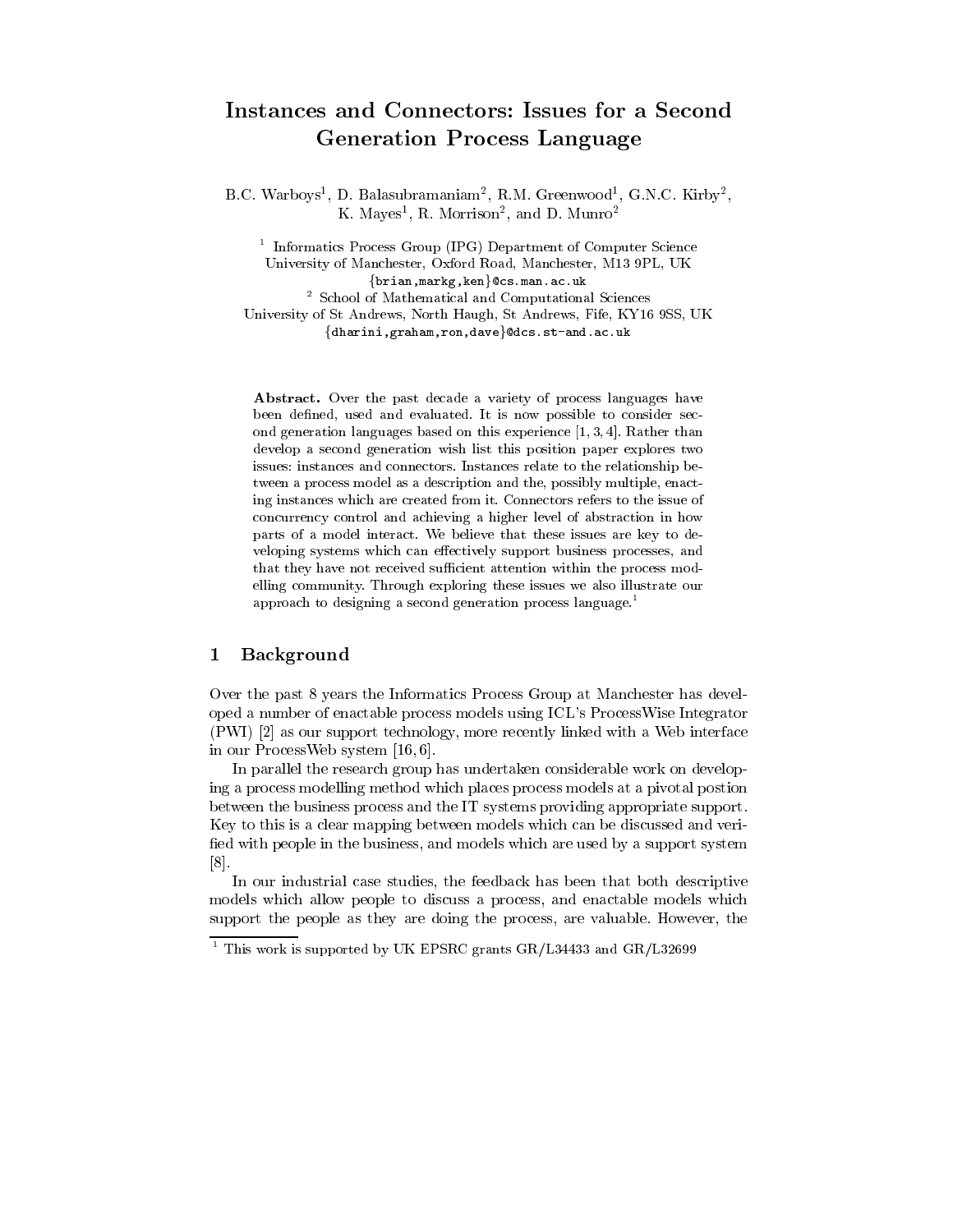# Instances and Connectors: Issues for a Second Generation Process Language

B.C. Warboys[1], D. Balasubramaniam[2], R.M. Greenwood[1], G.N.C. Kirby[2], K. Mayes[1], R. Morrison[2], and D. Munro[2]

[1] Informatics Process Group (IPG) Department of Computer Science
University of Manchester, Oxford Road, Manchester, M13 9PL, UK
{brian,markg,ken}@cs.man.ac.uk

[2] School of Mathematical and Computational Sciences
University of St Andrews, North Haugh, St Andrews, Fife, KY16 9SS, UK
{dharini,graham,ron,dave}@dcs.st-and.ac.uk

**Abstract.** Over the past decade a variety of process languages have been defined, used and evaluated. It is now possible to consider second generation languages based on this experience [1, 3, 4]. Rather than develop a second generation wish list this position paper explores two issues: instances and connectors. Instances relate to the relationship between a process model as a description and the, possibly multiple, enacting instances which are created from it. Connectors refers to the issue of concurrency control and achieving a higher level of abstraction in how parts of a model interact. We believe that these issues are key to developing systems which can effectively support business processes, and that they have not received sufficient attention within the process modelling community. Through exploring these issues we also illustrate our approach to designing a second generation process language.[1]

## 1 Background

Over the past 8 years the Informatics Process Group at Manchester has developed a number of enactable process models using ICL's ProcessWise Integrator (PWI) [2] as our support technology, more recently linked with a Web interface in our ProcessWeb system [16, 6].

In parallel the research group has undertaken considerable work on developing a process modelling method which places process models at a pivotal postion between the business process and the IT systems providing appropriate support. Key to this is a clear mapping between models which can be discussed and verified with people in the business, and models which are used by a support system [8].

In our industrial case studies, the feedback has been that both descriptive models which allow people to discuss a process, and enactable models which support the people as they are doing the process, are valuable. However, the

[1] This work is supported by UK EPSRC grants GR/L34433 and GR/L32699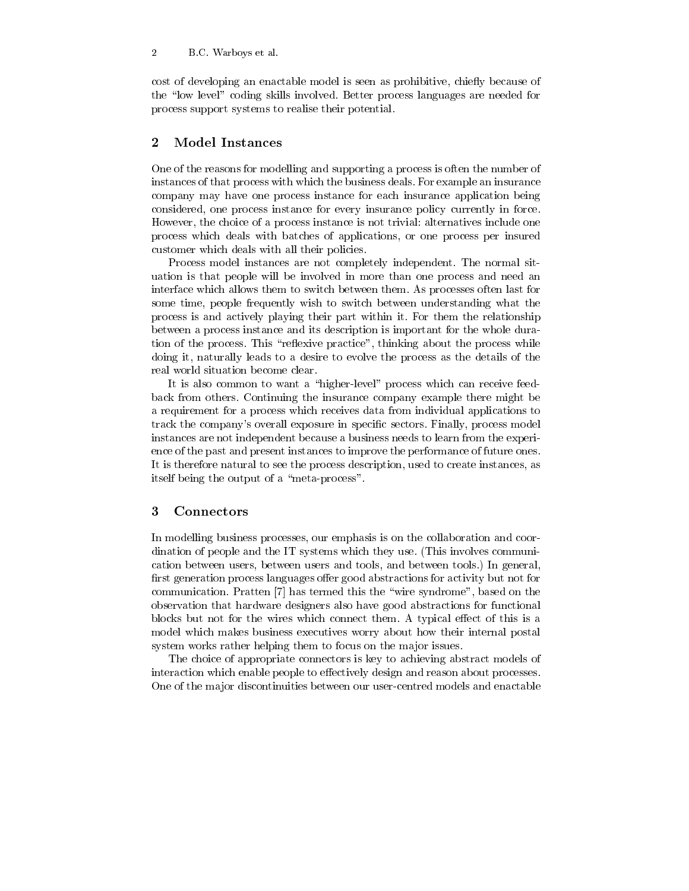cost of developing an enactable model is seen as prohibitive, chiefly because of the "low level" coding skills involved. Better process languages are needed for process support systems to realise their potential.

## 2 Model Instances

One of the reasons for modelling and supporting a process is often the number of instances of that process with which the business deals. For example an insurance company may have one process instance for each insurance application being considered, one process instance for every insurance policy currently in force. However, the choice of a process instance is not trivial: alternatives include one process which deals with batches of applications, or one process per insured customer which deals with all their policies.

Process model instances are not completely independent. The normal situation is that people will be involved in more than one process and need an interface which allows them to switch between them. As processes often last for some time, people frequently wish to switch between understanding what the process is and actively playing their part within it. For them the relationship between a process instance and its description is important for the whole duration of the process. This "reflexive practice", thinking about the process while doing it, naturally leads to a desire to evolve the process as the details of the real world situation become clear.

It is also common to want a "higher-level" process which can receive feedback from others. Continuing the insurance company example there might be a requirement for a process which receives data from individual applications to track the company's overall exposure in specific sectors. Finally, process model instances are not independent because a business needs to learn from the experience of the past and present instances to improve the performance of future ones. It is therefore natural to see the process description, used to create instances, as itself being the output of a "meta-process".

## 3 Connectors

In modelling business processes, our emphasis is on the collaboration and coordination of people and the IT systems which they use. (This involves communication between users, between users and tools, and between tools.) In general, first generation process languages offer good abstractions for activity but not for communication. Pratten [7] has termed this the "wire syndrome", based on the observation that hardware designers also have good abstractions for functional blocks but not for the wires which connect them. A typical effect of this is a model which makes business executives worry about how their internal postal system works rather helping them to focus on the major issues.

The choice of appropriate connectors is key to achieving abstract models of interaction which enable people to effectively design and reason about processes. One of the major discontinuities between our user-centred models and enactable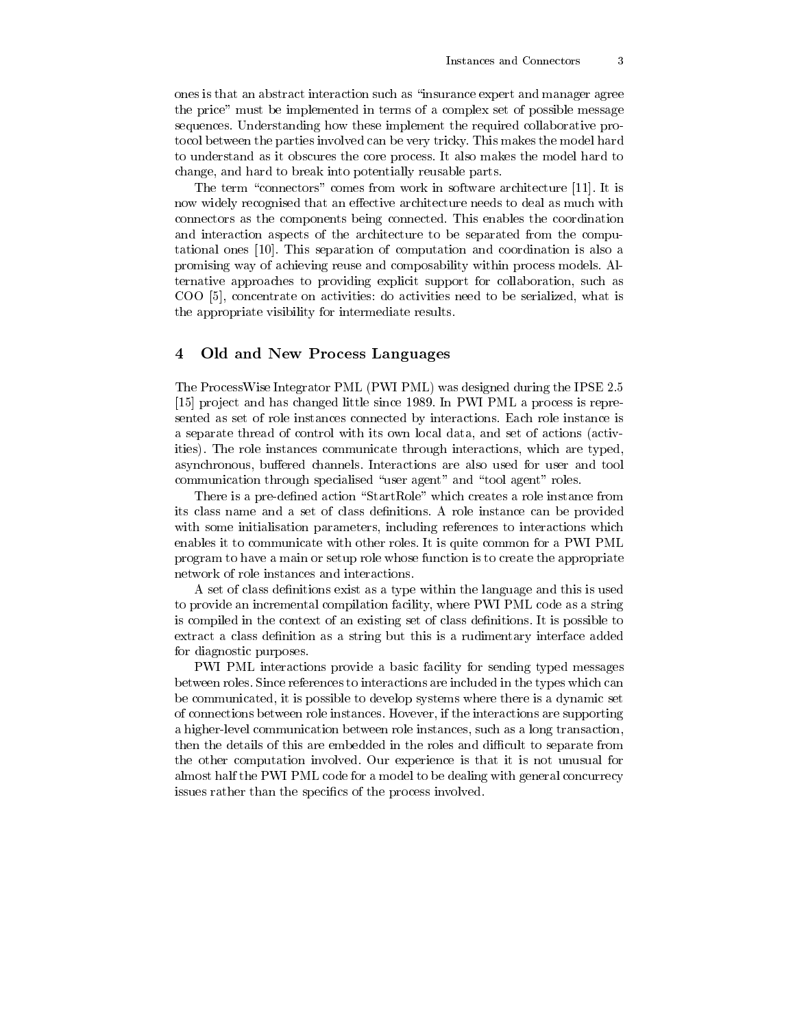ones is that an abstract interaction such as "insurance expert and manager agree the price" must be implemented in terms of a complex set of possible message sequences. Understanding how these implement the required collaborative protocol between the parties involved can be very tricky. This makes the model hard to understand as it obscures the core process. It also makes the model hard to change, and hard to break into potentially reusable parts.

The term "connectors" comes from work in software architecture [11]. It is now widely recognised that an effective architecture needs to deal as much with connectors as the components being connected. This enables the coordination and interaction aspects of the architecture to be separated from the computational ones [10]. This separation of computation and coordination is also a promising way of achieving reuse and composability within process models. Alternative approaches to providing explicit support for collaboration, such as COO [5], concentrate on activities: do activities need to be serialized, what is the appropriate visibility for intermediate results.

## 4 Old and New Process Languages

The ProcessWise Integrator PML (PWI PML) was designed during the IPSE 2.5 [15] project and has changed little since 1989. In PWI PML a process is represented as set of role instances connected by interactions. Each role instance is a separate thread of control with its own local data, and set of actions (activities). The role instances communicate through interactions, which are typed, asynchronous, buffered channels. Interactions are also used for user and tool communication through specialised "user agent" and "tool agent" roles.

There is a pre-defined action "StartRole" which creates a role instance from its class name and a set of class definitions. A role instance can be provided with some initialisation parameters, including references to interactions which enables it to communicate with other roles. It is quite common for a PWI PML program to have a main or setup role whose function is to create the appropriate network of role instances and interactions.

A set of class definitions exist as a type within the language and this is used to provide an incremental compilation facility, where PWI PML code as a string is compiled in the context of an existing set of class definitions. It is possible to extract a class definition as a string but this is a rudimentary interface added for diagnostic purposes.

PWI PML interactions provide a basic facility for sending typed messages between roles. Since references to interactions are included in the types which can be communicated, it is possible to develop systems where there is a dynamic set of connections between role instances. However, if the interactions are supporting a higher-level communication between role instances, such as a long transaction, then the details of this are embedded in the roles and difficult to separate from the other computation involved. Our experience is that it is not unusual for almost half the PWI PML code for a model to be dealing with general concurrecy issues rather than the specifics of the process involved.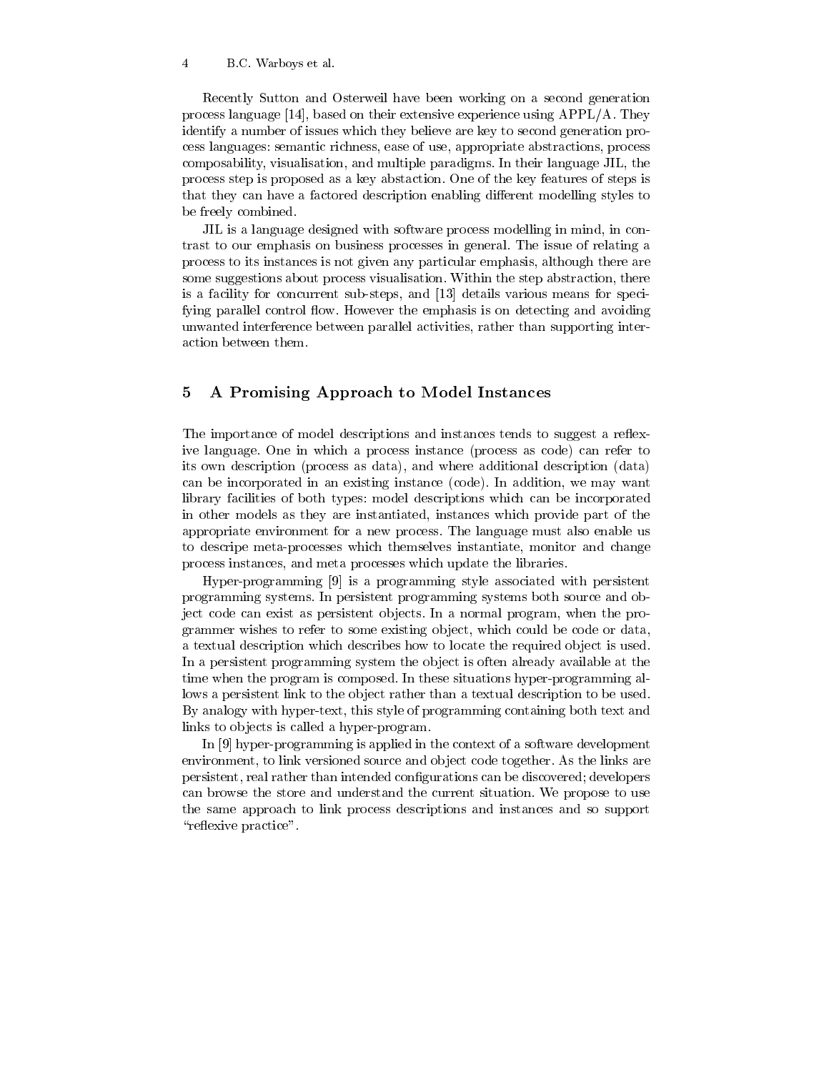Recently Sutton and Osterweil have been working on a second generation process language [14], based on their extensive experience using APPL/A. They identify a number of issues which they believe are key to second generation process languages: semantic richness, ease of use, appropriate abstractions, process composability, visualisation, and multiple paradigms. In their language JIL, the process step is proposed as a key abstaction. One of the key features of steps is that they can have a factored description enabling different modelling styles to be freely combined.

JIL is a language designed with software process modelling in mind, in contrast to our emphasis on business processes in general. The issue of relating a process to its instances is not given any particular emphasis, although there are some suggestions about process visualisation. Within the step abstraction, there is a facility for concurrent sub-steps, and [13] details various means for specifying parallel control flow. However the emphasis is on detecting and avoiding unwanted interference between parallel activities, rather than supporting interaction between them.

## 5 A Promising Approach to Model Instances

The importance of model descriptions and instances tends to suggest a reflexive language. One in which a process instance (process as code) can refer to its own description (process as data), and where additional description (data) can be incorporated in an existing instance (code). In addition, we may want library facilities of both types: model descriptions which can be incorporated in other models as they are instantiated, instances which provide part of the appropriate environment for a new process. The language must also enable us to descripe meta-processes which themselves instantiate, monitor and change process instances, and meta processes which update the libraries.

Hyper-programming [9] is a programming style associated with persistent programming systems. In persistent programming systems both source and object code can exist as persistent objects. In a normal program, when the programmer wishes to refer to some existing object, which could be code or data, a textual description which describes how to locate the required object is used. In a persistent programming system the object is often already available at the time when the program is composed. In these situations hyper-programming allows a persistent link to the object rather than a textual description to be used. By analogy with hyper-text, this style of programming containing both text and links to objects is called a hyper-program.

In [9] hyper-programming is applied in the context of a software development environment, to link versioned source and object code together. As the links are persistent, real rather than intended configurations can be discovered; developers can browse the store and understand the current situation. We propose to use the same approach to link process descriptions and instances and so support "reflexive practice".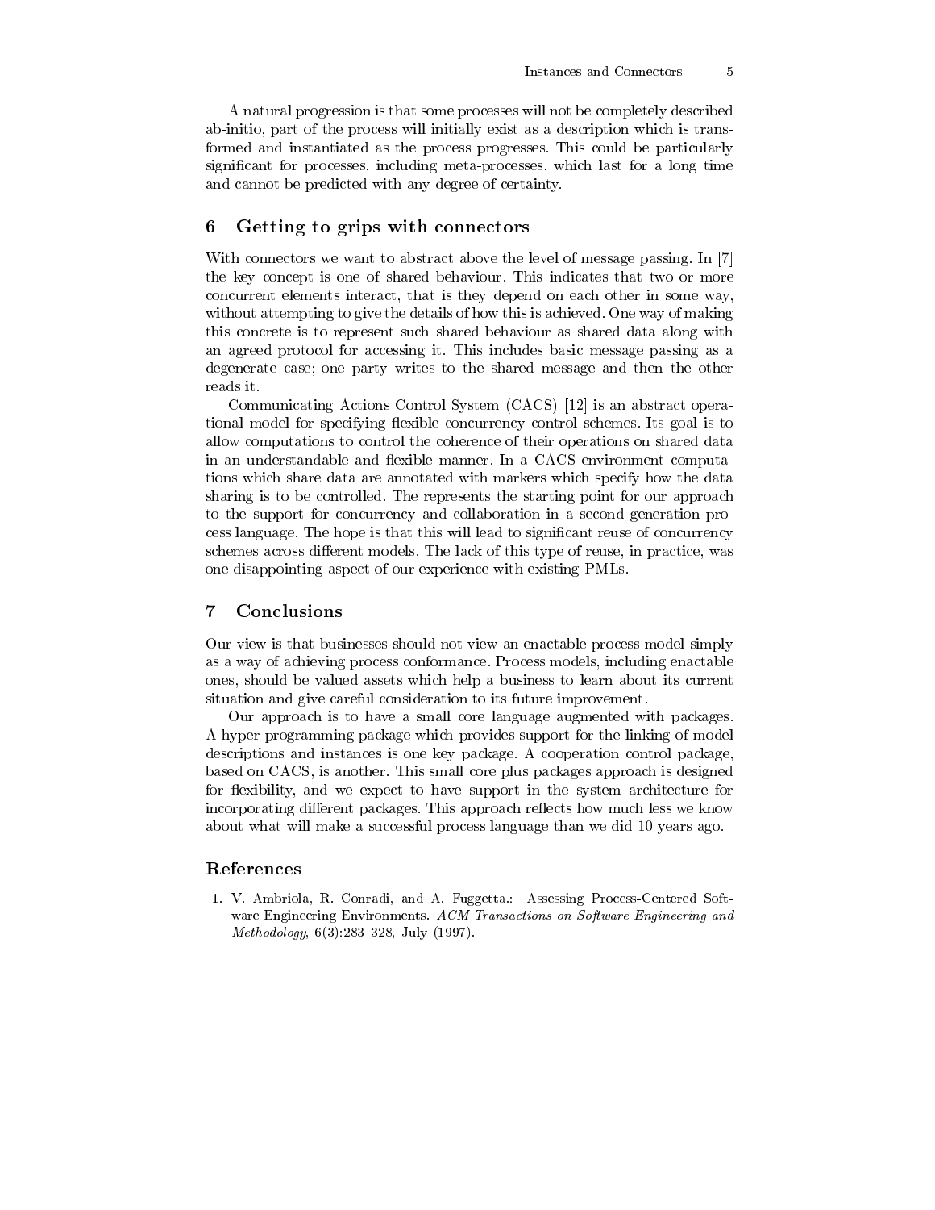A natural progression is that some processes will not be completely described ab-initio, part of the process will initially exist as a description which is transformed and instantiated as the process progresses. This could be particularly significant for processes, including meta-processes, which last for a long time and cannot be predicted with any degree of certainty.

## 6 Getting to grips with connectors

With connectors we want to abstract above the level of message passing. In [7] the key concept is one of shared behaviour. This indicates that two or more concurrent elements interact, that is they depend on each other in some way, without attempting to give the details of how this is achieved. One way of making this concrete is to represent such shared behaviour as shared data along with an agreed protocol for accessing it. This includes basic message passing as a degenerate case; one party writes to the shared message and then the other reads it.

Communicating Actions Control System (CACS) [12] is an abstract operational model for specifying flexible concurrency control schemes. Its goal is to allow computations to control the coherence of their operations on shared data in an understandable and flexible manner. In a CACS environment computations which share data are annotated with markers which specify how the data sharing is to be controlled. The represents the starting point for our approach to the support for concurrency and collaboration in a second generation process language. The hope is that this will lead to significant reuse of concurrency schemes across different models. The lack of this type of reuse, in practice, was one disappointing aspect of our experience with existing PMLs.

## 7 Conclusions

Our view is that businesses should not view an enactable process model simply as a way of achieving process conformance. Process models, including enactable ones, should be valued assets which help a business to learn about its current situation and give careful consideration to its future improvement.

Our approach is to have a small core language augmented with packages. A hyper-programming package which provides support for the linking of model descriptions and instances is one key package. A cooperation control package, based on CACS, is another. This small core plus packages approach is designed for flexibility, and we expect to have support in the system architecture for incorporating different packages. This approach reflects how much less we know about what will make a successful process language than we did 10 years ago.

## References

1. V. Ambriola, R. Conradi, and A. Fuggetta.: Assessing Process-Centered Software Engineering Environments. *ACM Transactions on Software Engineering and Methodology*, 6(3):283–328, July (1997).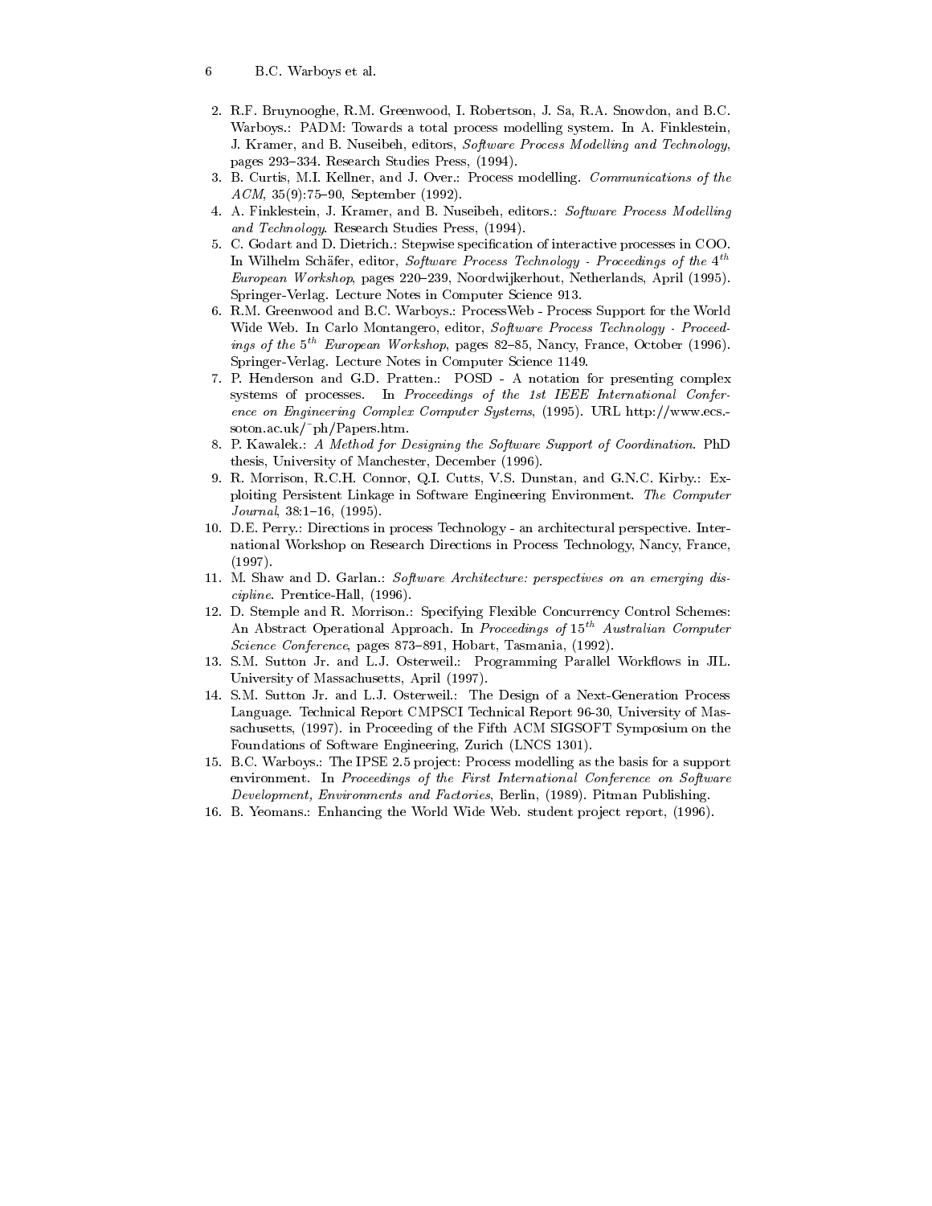2. R.F. Bruynooghe, R.M. Greenwood, I. Robertson, J. Sa, R.A. Snowdon, and B.C. Warboys.: PADM: Towards a total process modelling system. In A. Finklestein, J. Kramer, and B. Nuseibeh, editors, *Software Process Modelling and Technology*, pages 293–334. Research Studies Press, (1994).
3. B. Curtis, M.I. Kellner, and J. Over.: Process modelling. *Communications of the ACM*, 35(9):75–90, September (1992).
4. A. Finklestein, J. Kramer, and B. Nuseibeh, editors.: *Software Process Modelling and Technology*. Research Studies Press, (1994).
5. C. Godart and D. Dietrich.: Stepwise specification of interactive processes in COO. In Wilhelm Schäfer, editor, *Software Process Technology - Proceedings of the $4^{th}$ European Workshop*, pages 220–239, Noordwijkerhout, Netherlands, April (1995). Springer-Verlag. Lecture Notes in Computer Science 913.
6. R.M. Greenwood and B.C. Warboys.: ProcessWeb - Process Support for the World Wide Web. In Carlo Montangero, editor, *Software Process Technology - Proceedings of the $5^{th}$ European Workshop*, pages 82–85, Nancy, France, October (1996). Springer-Verlag. Lecture Notes in Computer Science 1149.
7. P. Henderson and G.D. Pratten.: POSD - A notation for presenting complex systems of processes. In *Proceedings of the 1st IEEE International Conference on Engineering Complex Computer Systems*, (1995). URL http://www.ecs.soton.ac.uk/~ph/Papers.htm.
8. P. Kawalek.: *A Method for Designing the Software Support of Coordination*. PhD thesis, University of Manchester, December (1996).
9. R. Morrison, R.C.H. Connor, Q.I. Cutts, V.S. Dunstan, and G.N.C. Kirby.: Exploiting Persistent Linkage in Software Engineering Environment. *The Computer Journal*, 38:1–16, (1995).
10. D.E. Perry.: Directions in process Technology - an architectural perspective. International Workshop on Research Directions in Process Technology, Nancy, France, (1997).
11. M. Shaw and D. Garlan.: *Software Architecture: perspectives on an emerging discipline*. Prentice-Hall, (1996).
12. D. Stemple and R. Morrison.: Specifying Flexible Concurrency Control Schemes: An Abstract Operational Approach. In *Proceedings of $15^{th}$ Australian Computer Science Conference*, pages 873–891, Hobart, Tasmania, (1992).
13. S.M. Sutton Jr. and L.J. Osterweil.: Programming Parallel Workflows in JIL. University of Massachusetts, April (1997).
14. S.M. Sutton Jr. and L.J. Osterweil.: The Design of a Next-Generation Process Language. Technical Report CMPSCI Technical Report 96-30, University of Massachusetts, (1997). in Proceeding of the Fifth ACM SIGSOFT Symposium on the Foundations of Software Engineering, Zurich (LNCS 1301).
15. B.C. Warboys.: The IPSE 2.5 project: Process modelling as the basis for a support environment. In *Proceedings of the First International Conference on Software Development, Environments and Factories*, Berlin, (1989). Pitman Publishing.
16. B. Yeomans.: Enhancing the World Wide Web. student project report, (1996).